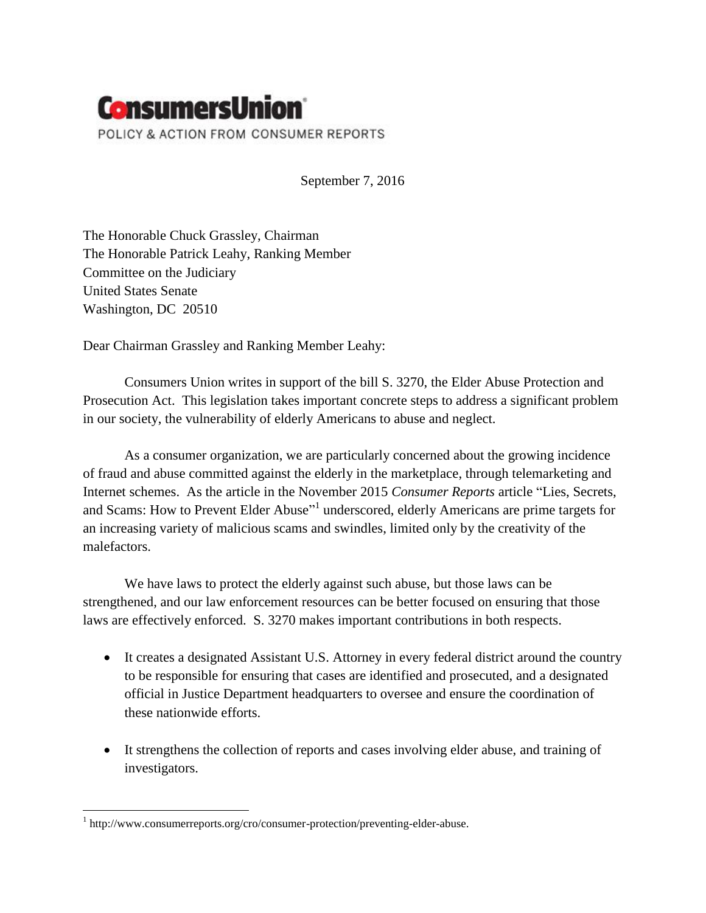# ConsumersUnion

POLICY & ACTION FROM CONSUMER REPORTS

September 7, 2016

The Honorable Chuck Grassley, Chairman
The Honorable Patrick Leahy, Ranking Member
Committee on the Judiciary
United States Senate
Washington, DC 20510

Dear Chairman Grassley and Ranking Member Leahy:

Consumers Union writes in support of the bill S. 3270, the Elder Abuse Protection and Prosecution Act. This legislation takes important concrete steps to address a significant problem in our society, the vulnerability of elderly Americans to abuse and neglect.

As a consumer organization, we are particularly concerned about the growing incidence of fraud and abuse committed against the elderly in the marketplace, through telemarketing and Internet schemes. As the article in the November 2015 *Consumer Reports* article "Lies, Secrets, and Scams: How to Prevent Elder Abuse"[1] underscored, elderly Americans are prime targets for an increasing variety of malicious scams and swindles, limited only by the creativity of the malefactors.

We have laws to protect the elderly against such abuse, but those laws can be strengthened, and our law enforcement resources can be better focused on ensuring that those laws are effectively enforced. S. 3270 makes important contributions in both respects.

- It creates a designated Assistant U.S. Attorney in every federal district around the country to be responsible for ensuring that cases are identified and prosecuted, and a designated official in Justice Department headquarters to oversee and ensure the coordination of these nationwide efforts.
- It strengthens the collection of reports and cases involving elder abuse, and training of investigators.

[1] http://www.consumerreports.org/cro/consumer-protection/preventing-elder-abuse.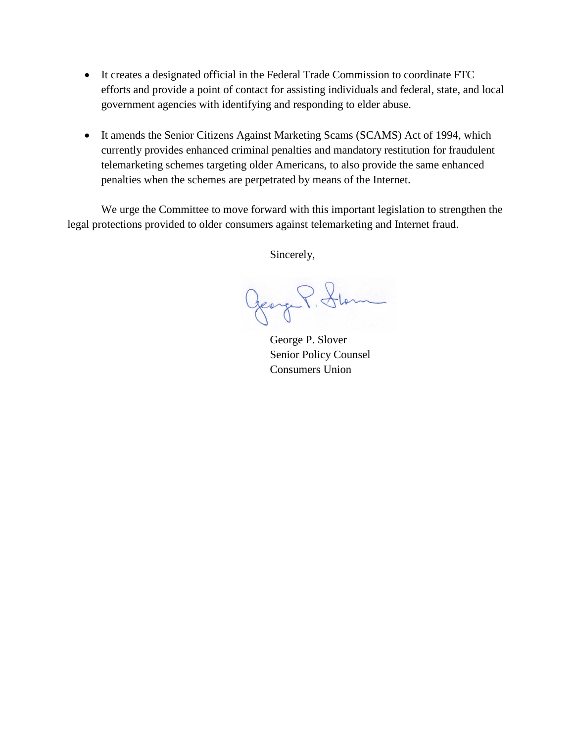- It creates a designated official in the Federal Trade Commission to coordinate FTC efforts and provide a point of contact for assisting individuals and federal, state, and local government agencies with identifying and responding to elder abuse.

- It amends the Senior Citizens Against Marketing Scams (SCAMS) Act of 1994, which currently provides enhanced criminal penalties and mandatory restitution for fraudulent telemarketing schemes targeting older Americans, to also provide the same enhanced penalties when the schemes are perpetrated by means of the Internet.

We urge the Committee to move forward with this important legislation to strengthen the legal protections provided to older consumers against telemarketing and Internet fraud.

Sincerely,

George P. Slover
Senior Policy Counsel
Consumers Union